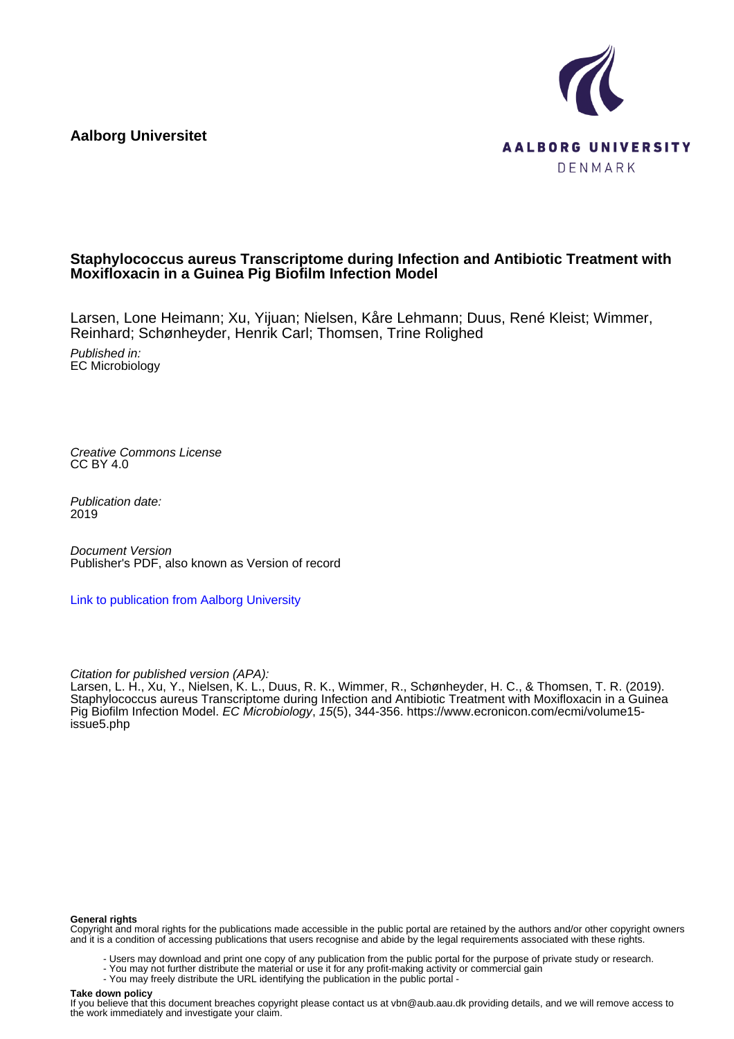**Aalborg Universitet**

AALBORG UNIVERSITY
DENMARK

**Staphylococcus aureus Transcriptome during Infection and Antibiotic Treatment with Moxifloxacin in a Guinea Pig Biofilm Infection Model**

Larsen, Lone Heimann; Xu, Yijuan; Nielsen, Kåre Lehmann; Duus, René Kleist; Wimmer, Reinhard; Schønheyder, Henrik Carl; Thomsen, Trine Rolighed

*Published in:*
EC Microbiology

*Creative Commons License*
CC BY 4.0

*Publication date:*
2019

*Document Version*
Publisher's PDF, also known as Version of record

Link to publication from Aalborg University

*Citation for published version (APA):*
Larsen, L. H., Xu, Y., Nielsen, K. L., Duus, R. K., Wimmer, R., Schønheyder, H. C., & Thomsen, T. R. (2019). Staphylococcus aureus Transcriptome during Infection and Antibiotic Treatment with Moxifloxacin in a Guinea Pig Biofilm Infection Model. *EC Microbiology*, *15*(5), 344-356. https://www.ecronicon.com/ecmi/volume15-issue5.php

**General rights**
Copyright and moral rights for the publications made accessible in the public portal are retained by the authors and/or other copyright owners and it is a condition of accessing publications that users recognise and abide by the legal requirements associated with these rights.

- Users may download and print one copy of any publication from the public portal for the purpose of private study or research.
- You may not further distribute the material or use it for any profit-making activity or commercial gain
- You may freely distribute the URL identifying the publication in the public portal -

**Take down policy**
If you believe that this document breaches copyright please contact us at vbn@aub.aau.dk providing details, and we will remove access to the work immediately and investigate your claim.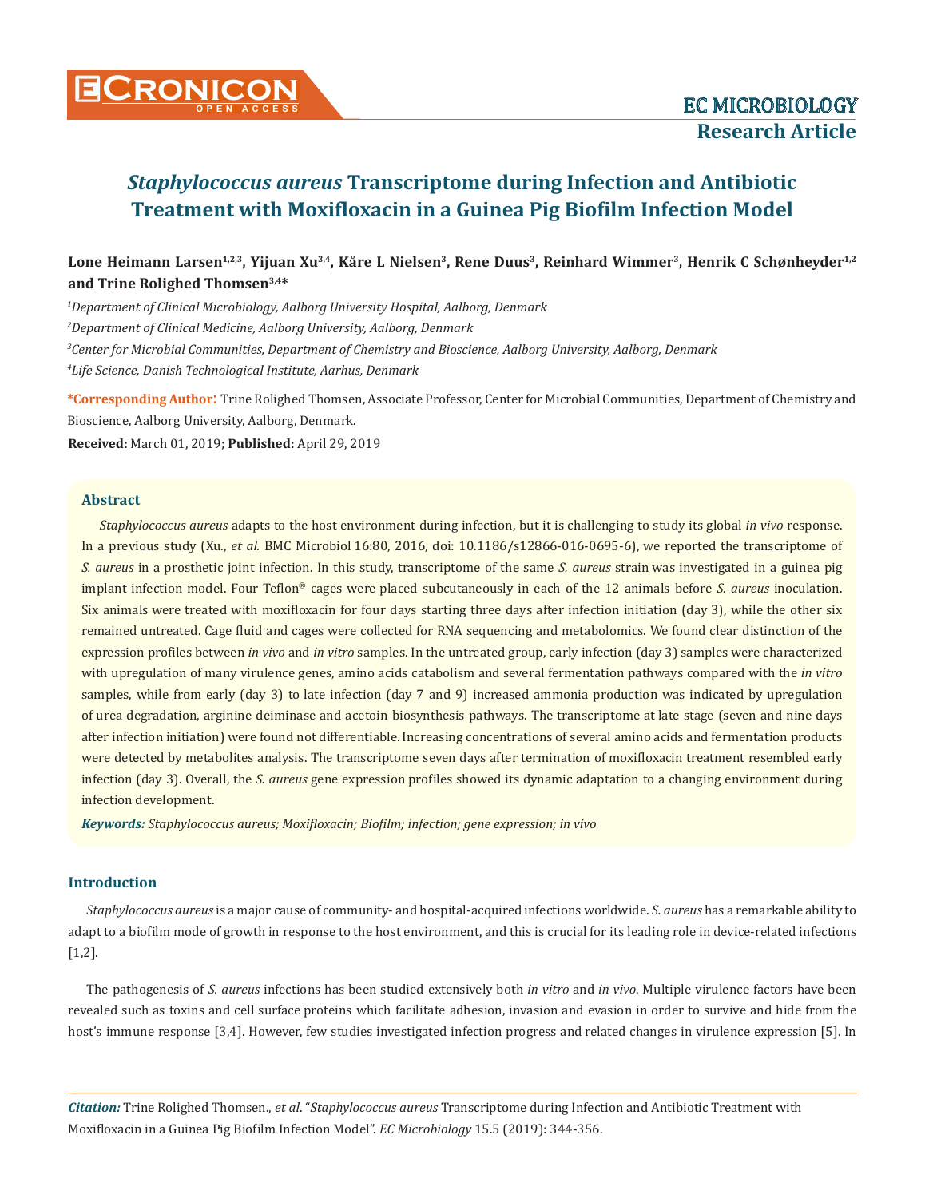# *Staphylococcus aureus* Transcriptome during Infection and Antibiotic Treatment with Moxifloxacin in a Guinea Pig Biofilm Infection Model

**Lone Heimann Larsen[1,2,3], Yijuan Xu[3,4], Kåre L Nielsen[3], Rene Duus[3], Reinhard Wimmer[3], Henrik C Schønheyder[1,2] and Trine Rolighed Thomsen[3,4]***

*[1]Department of Clinical Microbiology, Aalborg University Hospital, Aalborg, Denmark*

*[2]Department of Clinical Medicine, Aalborg University, Aalborg, Denmark*

*[3]Center for Microbial Communities, Department of Chemistry and Bioscience, Aalborg University, Aalborg, Denmark*

*[4]Life Science, Danish Technological Institute, Aarhus, Denmark*

**\*Corresponding Author:** Trine Rolighed Thomsen, Associate Professor, Center for Microbial Communities, Department of Chemistry and Bioscience, Aalborg University, Aalborg, Denmark.

**Received:** March 01, 2019; **Published:** April 29, 2019

## Abstract

*Staphylococcus aureus* adapts to the host environment during infection, but it is challenging to study its global *in vivo* response. In a previous study (Xu., *et al.* BMC Microbiol 16:80, 2016, doi: 10.1186/s12866-016-0695-6), we reported the transcriptome of *S. aureus* in a prosthetic joint infection. In this study, transcriptome of the same *S. aureus* strain was investigated in a guinea pig implant infection model. Four Teflon® cages were placed subcutaneously in each of the 12 animals before *S. aureus* inoculation. Six animals were treated with moxifloxacin for four days starting three days after infection initiation (day 3), while the other six remained untreated. Cage fluid and cages were collected for RNA sequencing and metabolomics. We found clear distinction of the expression profiles between *in vivo* and *in vitro* samples. In the untreated group, early infection (day 3) samples were characterized with upregulation of many virulence genes, amino acids catabolism and several fermentation pathways compared with the *in vitro* samples, while from early (day 3) to late infection (day 7 and 9) increased ammonia production was indicated by upregulation of urea degradation, arginine deiminase and acetoin biosynthesis pathways. The transcriptome at late stage (seven and nine days after infection initiation) were found not differentiable. Increasing concentrations of several amino acids and fermentation products were detected by metabolites analysis. The transcriptome seven days after termination of moxifloxacin treatment resembled early infection (day 3). Overall, the *S. aureus* gene expression profiles showed its dynamic adaptation to a changing environment during infection development.

***Keywords:*** *Staphylococcus aureus; Moxifloxacin; Biofilm; infection; gene expression; in vivo*

## Introduction

*Staphylococcus aureus* is a major cause of community- and hospital-acquired infections worldwide. *S. aureus* has a remarkable ability to adapt to a biofilm mode of growth in response to the host environment, and this is crucial for its leading role in device-related infections [1,2].

The pathogenesis of *S. aureus* infections has been studied extensively both *in vitro* and *in vivo*. Multiple virulence factors have been revealed such as toxins and cell surface proteins which facilitate adhesion, invasion and evasion in order to survive and hide from the host's immune response [3,4]. However, few studies investigated infection progress and related changes in virulence expression [5]. In

*Citation:* Trine Rolighed Thomsen., *et al.* "*Staphylococcus aureus* Transcriptome during Infection and Antibiotic Treatment with Moxifloxacin in a Guinea Pig Biofilm Infection Model". *EC Microbiology* 15.5 (2019): 344-356.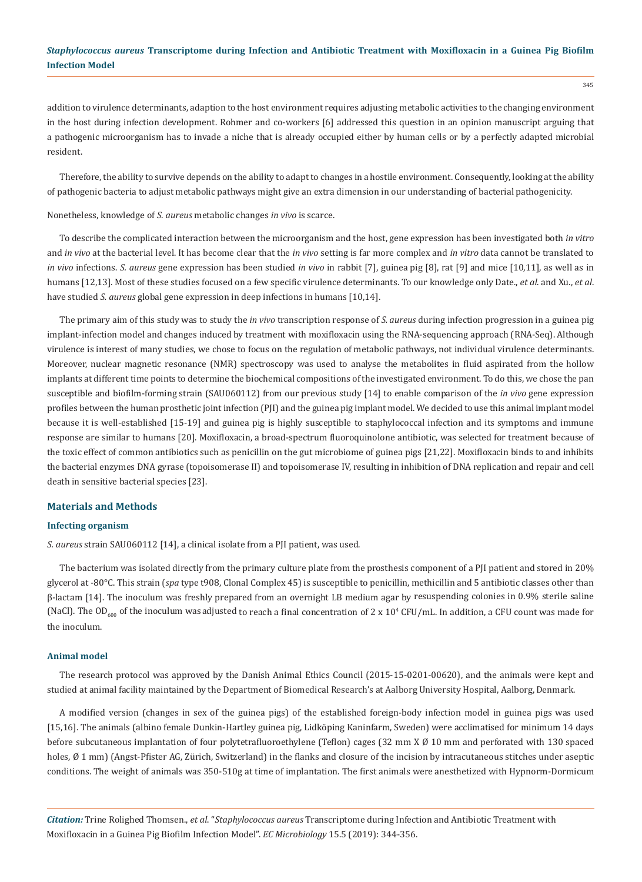addition to virulence determinants, adaption to the host environment requires adjusting metabolic activities to the changing environment in the host during infection development. Rohmer and co-workers [6] addressed this question in an opinion manuscript arguing that a pathogenic microorganism has to invade a niche that is already occupied either by human cells or by a perfectly adapted microbial resident.

Therefore, the ability to survive depends on the ability to adapt to changes in a hostile environment. Consequently, looking at the ability of pathogenic bacteria to adjust metabolic pathways might give an extra dimension in our understanding of bacterial pathogenicity.

Nonetheless, knowledge of *S. aureus* metabolic changes *in vivo* is scarce.

To describe the complicated interaction between the microorganism and the host, gene expression has been investigated both *in vitro* and *in vivo* at the bacterial level. It has become clear that the *in vivo* setting is far more complex and *in vitro* data cannot be translated to *in vivo* infections. *S. aureus* gene expression has been studied *in vivo* in rabbit [7], guinea pig [8], rat [9] and mice [10,11], as well as in humans [12,13]. Most of these studies focused on a few specific virulence determinants. To our knowledge only Date., *et al*. and Xu., *et al*. have studied *S. aureus* global gene expression in deep infections in humans [10,14].

The primary aim of this study was to study the *in vivo* transcription response of *S. aureus* during infection progression in a guinea pig implant-infection model and changes induced by treatment with moxifloxacin using the RNA-sequencing approach (RNA-Seq). Although virulence is interest of many studies, we chose to focus on the regulation of metabolic pathways, not individual virulence determinants. Moreover, nuclear magnetic resonance (NMR) spectroscopy was used to analyse the metabolites in fluid aspirated from the hollow implants at different time points to determine the biochemical compositions of the investigated environment. To do this, we chose the pan susceptible and biofilm-forming strain (SAU060112) from our previous study [14] to enable comparison of the *in vivo* gene expression profiles between the human prosthetic joint infection (PJI) and the guinea pig implant model. We decided to use this animal implant model because it is well-established [15-19] and guinea pig is highly susceptible to staphylococcal infection and its symptoms and immune response are similar to humans [20]. Moxifloxacin, a broad-spectrum fluoroquinolone antibiotic, was selected for treatment because of the toxic effect of common antibiotics such as penicillin on the gut microbiome of guinea pigs [21,22]. Moxifloxacin binds to and inhibits the bacterial enzymes DNA gyrase (topoisomerase II) and topoisomerase IV, resulting in inhibition of DNA replication and repair and cell death in sensitive bacterial species [23].

## Materials and Methods

### Infecting organism

*S. aureus* strain SAU060112 [14], a clinical isolate from a PJI patient, was used.

The bacterium was isolated directly from the primary culture plate from the prosthesis component of a PJI patient and stored in 20% glycerol at -80°C. This strain (*spa* type t908, Clonal Complex 45) is susceptible to penicillin, methicillin and 5 antibiotic classes other than β-lactam [14]. The inoculum was freshly prepared from an overnight LB medium agar by resuspending colonies in 0.9% sterile saline (NaCl). The $OD_{600}$ of the inoculum was adjusted to reach a final concentration of 2 x $10^4$ CFU/mL. In addition, a CFU count was made for the inoculum.

### Animal model

The research protocol was approved by the Danish Animal Ethics Council (2015-15-0201-00620), and the animals were kept and studied at animal facility maintained by the Department of Biomedical Research's at Aalborg University Hospital, Aalborg, Denmark.

A modified version (changes in sex of the guinea pigs) of the established foreign-body infection model in guinea pigs was used [15,16]. The animals (albino female Dunkin-Hartley guinea pig, Lidköping Kaninfarm, Sweden) were acclimatised for minimum 14 days before subcutaneous implantation of four polytetrafluoroethylene (Teflon) cages (32 mm X Ø 10 mm and perforated with 130 spaced holes, Ø 1 mm) (Angst-Pfister AG, Zürich, Switzerland) in the flanks and closure of the incision by intracutaneous stitches under aseptic conditions. The weight of animals was 350-510g at time of implantation. The first animals were anesthetized with Hypnorm-Dormicum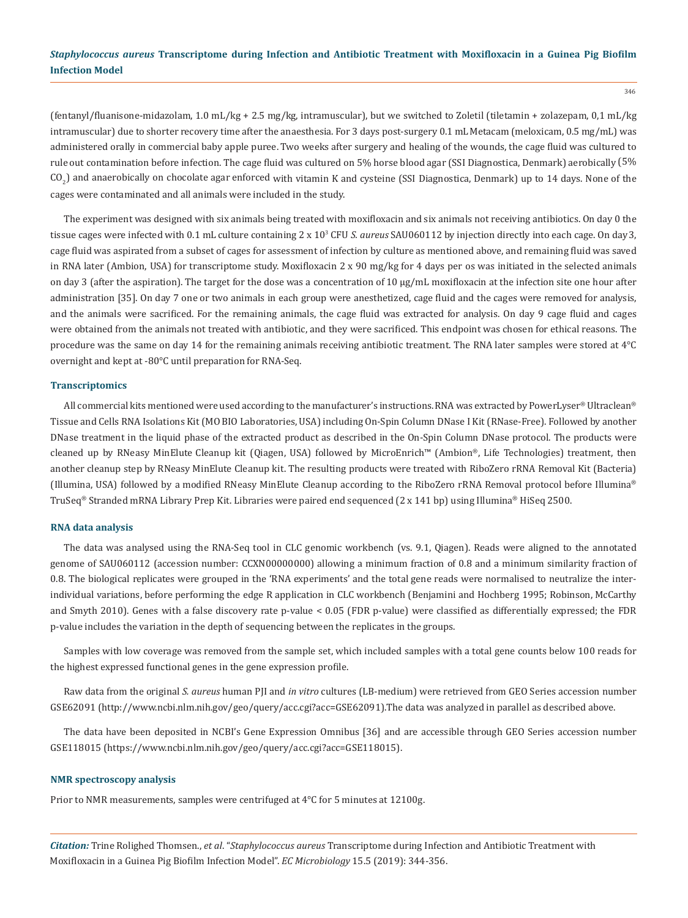(fentanyl/fluanisone-midazolam, 1.0 mL/kg + 2.5 mg/kg, intramuscular), but we switched to Zoletil (tiletamin + zolazepam, 0,1 mL/kg intramuscular) due to shorter recovery time after the anaesthesia. For 3 days post-surgery 0.1 mL Metacam (meloxicam, 0.5 mg/mL) was administered orally in commercial baby apple puree. Two weeks after surgery and healing of the wounds, the cage fluid was cultured to rule out contamination before infection. The cage fluid was cultured on 5% horse blood agar (SSI Diagnostica, Denmark) aerobically (5% $CO_2$) and anaerobically on chocolate agar enforced with vitamin K and cysteine (SSI Diagnostica, Denmark) up to 14 days. None of the cages were contaminated and all animals were included in the study.

The experiment was designed with six animals being treated with moxifloxacin and six animals not receiving antibiotics. On day 0 the tissue cages were infected with 0.1 mL culture containing 2 x $10^3$ CFU *S. aureus* SAU060112 by injection directly into each cage. On day 3, cage fluid was aspirated from a subset of cages for assessment of infection by culture as mentioned above, and remaining fluid was saved in RNA later (Ambion, USA) for transcriptome study. Moxifloxacin 2 x 90 mg/kg for 4 days per os was initiated in the selected animals on day 3 (after the aspiration). The target for the dose was a concentration of 10 μg/mL moxifloxacin at the infection site one hour after administration [35]. On day 7 one or two animals in each group were anesthetized, cage fluid and the cages were removed for analysis, and the animals were sacrificed. For the remaining animals, the cage fluid was extracted for analysis. On day 9 cage fluid and cages were obtained from the animals not treated with antibiotic, and they were sacrificed. This endpoint was chosen for ethical reasons. The procedure was the same on day 14 for the remaining animals receiving antibiotic treatment. The RNA later samples were stored at 4°C overnight and kept at -80°C until preparation for RNA-Seq.

### Transcriptomics

All commercial kits mentioned were used according to the manufacturer's instructions. RNA was extracted by PowerLyser® Ultraclean® Tissue and Cells RNA Isolations Kit (MO BIO Laboratories, USA) including On-Spin Column DNase I Kit (RNase-Free). Followed by another DNase treatment in the liquid phase of the extracted product as described in the On-Spin Column DNase protocol. The products were cleaned up by RNeasy MinElute Cleanup kit (Qiagen, USA) followed by MicroEnrich™ (Ambion®, Life Technologies) treatment, then another cleanup step by RNeasy MinElute Cleanup kit. The resulting products were treated with RiboZero rRNA Removal Kit (Bacteria) (Illumina, USA) followed by a modified RNeasy MinElute Cleanup according to the RiboZero rRNA Removal protocol before Illumina® TruSeq® Stranded mRNA Library Prep Kit. Libraries were paired end sequenced (2 x 141 bp) using Illumina® HiSeq 2500.

### RNA data analysis

The data was analysed using the RNA-Seq tool in CLC genomic workbench (vs. 9.1, Qiagen). Reads were aligned to the annotated genome of SAU060112 (accession number: CCXN00000000) allowing a minimum fraction of 0.8 and a minimum similarity fraction of 0.8. The biological replicates were grouped in the 'RNA experiments' and the total gene reads were normalised to neutralize the inter-individual variations, before performing the edge R application in CLC workbench (Benjamini and Hochberg 1995; Robinson, McCarthy and Smyth 2010). Genes with a false discovery rate p-value < 0.05 (FDR p-value) were classified as differentially expressed; the FDR p-value includes the variation in the depth of sequencing between the replicates in the groups.

Samples with low coverage was removed from the sample set, which included samples with a total gene counts below 100 reads for the highest expressed functional genes in the gene expression profile.

Raw data from the original *S. aureus* human PJI and *in vitro* cultures (LB-medium) were retrieved from GEO Series accession number GSE62091 (http://www.ncbi.nlm.nih.gov/geo/query/acc.cgi?acc=GSE62091).The data was analyzed in parallel as described above.

The data have been deposited in NCBI's Gene Expression Omnibus [36] and are accessible through GEO Series accession number GSE118015 (https://www.ncbi.nlm.nih.gov/geo/query/acc.cgi?acc=GSE118015).

### NMR spectroscopy analysis

Prior to NMR measurements, samples were centrifuged at 4°C for 5 minutes at 12100g.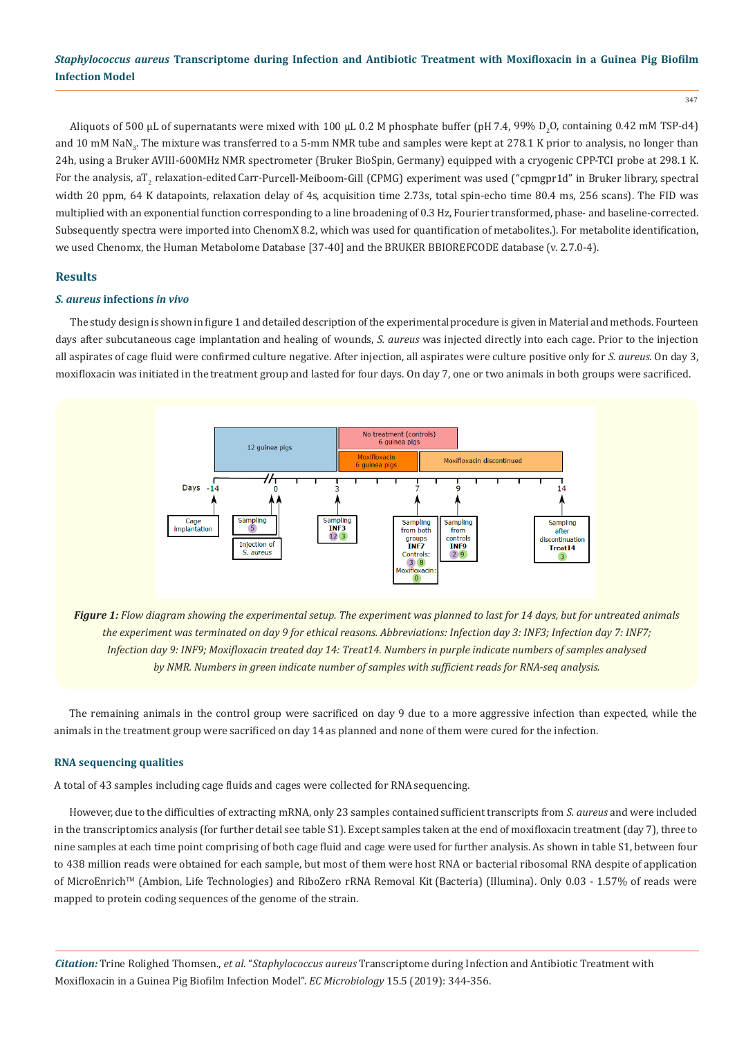Aliquots of 500 µL of supernatants were mixed with 100 µL 0.2 M phosphate buffer (pH 7.4, 99% $D_2O$, containing 0.42 mM TSP-d4) and 10 mM $NaN_3$. The mixture was transferred to a 5-mm NMR tube and samples were kept at 278.1 K prior to analysis, no longer than 24h, using a Bruker AVIII-600MHz NMR spectrometer (Bruker BioSpin, Germany) equipped with a cryogenic CPP-TCI probe at 298.1 K. For the analysis, a$T_2$ relaxation-edited Carr-Purcell-Meiboom-Gill (CPMG) experiment was used ("cpmgpr1d" in Bruker library, spectral width 20 ppm, 64 K datapoints, relaxation delay of 4s, acquisition time 2.73s, total spin-echo time 80.4 ms, 256 scans). The FID was multiplied with an exponential function corresponding to a line broadening of 0.3 Hz, Fourier transformed, phase- and baseline-corrected. Subsequently spectra were imported into ChenomX 8.2, which was used for quantification of metabolites.). For metabolite identification, we used Chenomx, the Human Metabolome Database [37-40] and the BRUKER BBIOREFCODE database (v. 2.7.0-4).

## Results

### *S. aureus* infections *in vivo*

The study design is shown in figure 1 and detailed description of the experimental procedure is given in Material and methods. Fourteen days after subcutaneous cage implantation and healing of wounds, *S. aureus* was injected directly into each cage. Prior to the injection all aspirates of cage fluid were confirmed culture negative. After injection, all aspirates were culture positive only for *S. aureus*. On day 3, moxifloxacin was initiated in the treatment group and lasted for four days. On day 7, one or two animals in both groups were sacrificed.

***Figure 1:*** *Flow diagram showing the experimental setup. The experiment was planned to last for 14 days, but for untreated animals the experiment was terminated on day 9 for ethical reasons. Abbreviations: Infection day 3: INF3; Infection day 7: INF7; Infection day 9: INF9; Moxifloxacin treated day 14: Treat14. Numbers in purple indicate numbers of samples analysed by NMR. Numbers in green indicate number of samples with sufficient reads for RNA-seq analysis.*

The remaining animals in the control group were sacrificed on day 9 due to a more aggressive infection than expected, while the animals in the treatment group were sacrificed on day 14 as planned and none of them were cured for the infection.

### RNA sequencing qualities

A total of 43 samples including cage fluids and cages were collected for RNA sequencing.

However, due to the difficulties of extracting mRNA, only 23 samples contained sufficient transcripts from *S. aureus* and were included in the transcriptomics analysis (for further detail see table S1). Except samples taken at the end of moxifloxacin treatment (day 7), three to nine samples at each time point comprising of both cage fluid and cage were used for further analysis. As shown in table S1, between four to 438 million reads were obtained for each sample, but most of them were host RNA or bacterial ribosomal RNA despite of application of MicroEnrich™ (Ambion, Life Technologies) and RiboZero rRNA Removal Kit (Bacteria) (Illumina). Only 0.03 - 1.57% of reads were mapped to protein coding sequences of the genome of the strain.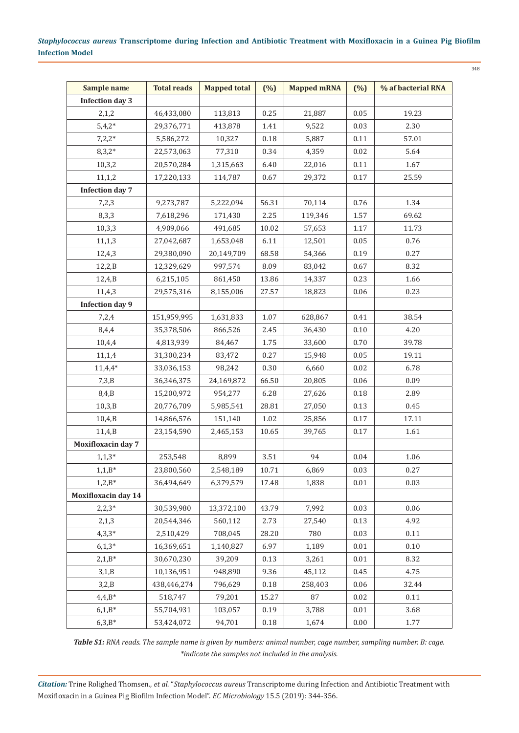| Sample name | Total reads | Mapped total | (%) | Mapped mRNA | (%) | % af bacterial RNA |
|---|---|---|---|---|---|---|
| **Infection day 3** | | | | | | |
| 2,1,2 | 46,433,080 | 113,813 | 0.25 | 21,887 | 0.05 | 19.23 |
| 5,4,2* | 29,376,771 | 413,878 | 1.41 | 9,522 | 0.03 | 2.30 |
| 7,2,2* | 5,586,272 | 10,327 | 0.18 | 5,887 | 0.11 | 57.01 |
| 8,3,2* | 22,573,063 | 77,310 | 0.34 | 4,359 | 0.02 | 5.64 |
| 10,3,2 | 20,570,284 | 1,315,663 | 6.40 | 22,016 | 0.11 | 1.67 |
| 11,1,2 | 17,220,133 | 114,787 | 0.67 | 29,372 | 0.17 | 25.59 |
| **Infection day 7** | | | | | | |
| 7,2,3 | 9,273,787 | 5,222,094 | 56.31 | 70,114 | 0.76 | 1.34 |
| 8,3,3 | 7,618,296 | 171,430 | 2.25 | 119,346 | 1.57 | 69.62 |
| 10,3,3 | 4,909,066 | 491,685 | 10.02 | 57,653 | 1.17 | 11.73 |
| 11,1,3 | 27,042,687 | 1,653,048 | 6.11 | 12,501 | 0.05 | 0.76 |
| 12,4,3 | 29,380,090 | 20,149,709 | 68.58 | 54,366 | 0.19 | 0.27 |
| 12,2,B | 12,329,629 | 997,574 | 8.09 | 83,042 | 0.67 | 8.32 |
| 12,4,B | 6,215,105 | 861,450 | 13.86 | 14,337 | 0.23 | 1.66 |
| 11,4,3 | 29,575,316 | 8,155,006 | 27.57 | 18,823 | 0.06 | 0.23 |
| **Infection day 9** | | | | | | |
| 7,2,4 | 151,959,995 | 1,631,833 | 1.07 | 628,867 | 0.41 | 38.54 |
| 8,4,4 | 35,378,506 | 866,526 | 2.45 | 36,430 | 0.10 | 4.20 |
| 10,4,4 | 4,813,939 | 84,467 | 1.75 | 33,600 | 0.70 | 39.78 |
| 11,1,4 | 31,300,234 | 83,472 | 0.27 | 15,948 | 0.05 | 19.11 |
| 11,4,4* | 33,036,153 | 98,242 | 0.30 | 6,660 | 0.02 | 6.78 |
| 7,3,B | 36,346,375 | 24,169,872 | 66.50 | 20,805 | 0.06 | 0.09 |
| 8,4,B | 15,200,972 | 954,277 | 6.28 | 27,626 | 0.18 | 2.89 |
| 10,3,B | 20,776,709 | 5,985,541 | 28.81 | 27,050 | 0.13 | 0.45 |
| 10,4,B | 14,866,576 | 151,140 | 1.02 | 25,856 | 0.17 | 17.11 |
| 11,4,B | 23,154,590 | 2,465,153 | 10.65 | 39,765 | 0.17 | 1.61 |
| **Moxifloxacin day 7** | | | | | | |
| 1,1,3* | 253,548 | 8,899 | 3.51 | 94 | 0.04 | 1.06 |
| 1,1,B* | 23,800,560 | 2,548,189 | 10.71 | 6,869 | 0.03 | 0.27 |
| 1,2,B* | 36,494,649 | 6,379,579 | 17.48 | 1,838 | 0.01 | 0.03 |
| **Moxifloxacin day 14** | | | | | | |
| 2,2,3* | 30,539,980 | 13,372,100 | 43.79 | 7,992 | 0.03 | 0.06 |
| 2,1,3 | 20,544,346 | 560,112 | 2.73 | 27,540 | 0.13 | 4.92 |
| 4,3,3* | 2,510,429 | 708,045 | 28.20 | 780 | 0.03 | 0.11 |
| 6,1,3* | 16,369,651 | 1,140,827 | 6.97 | 1,189 | 0.01 | 0.10 |
| 2,1,B* | 30,670,230 | 39,209 | 0.13 | 3,261 | 0.01 | 8.32 |
| 3,1,B | 10,136,951 | 948,890 | 9.36 | 45,112 | 0.45 | 4.75 |
| 3,2,B | 438,446,274 | 796,629 | 0.18 | 258,403 | 0.06 | 32.44 |
| 4,4,B* | 518,747 | 79,201 | 15.27 | 87 | 0.02 | 0.11 |
| 6,1,B* | 55,704,931 | 103,057 | 0.19 | 3,788 | 0.01 | 3.68 |
| 6,3,B* | 53,424,072 | 94,701 | 0.18 | 1,674 | 0.00 | 1.77 |

***Table S1:*** *RNA reads. The sample name is given by numbers: animal number, cage number, sampling number. B: cage. \*indicate the samples not included in the analysis.*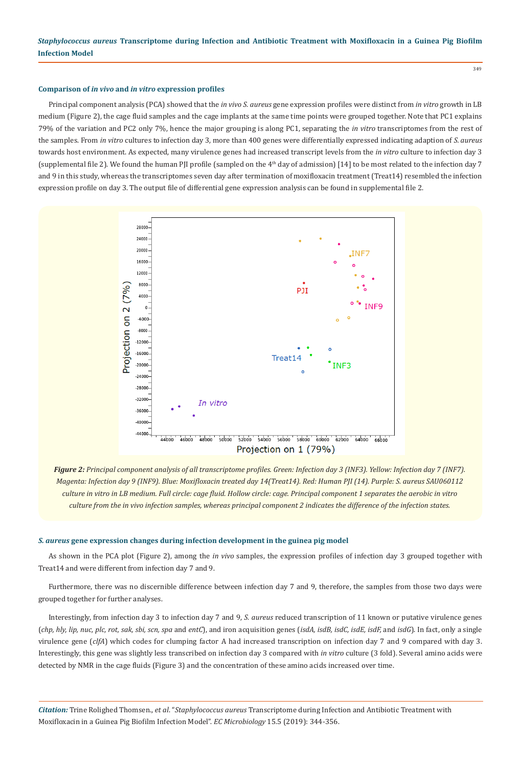#### Comparison of *in vivo* and *in vitro* expression profiles

Principal component analysis (PCA) showed that the *in vivo S. aureus* gene expression profiles were distinct from *in vitro* growth in LB medium (Figure 2), the cage fluid samples and the cage implants at the same time points were grouped together. Note that PC1 explains 79% of the variation and PC2 only 7%, hence the major grouping is along PC1, separating the *in vitro* transcriptomes from the rest of the samples. From *in vitro* cultures to infection day 3, more than 400 genes were differentially expressed indicating adaption of *S. aureus* towards host environment. As expected, many virulence genes had increased transcript levels from the *in vitro* culture to infection day 3 (supplemental file 2). We found the human PJI profile (sampled on the 4th day of admission) [14] to be most related to the infection day 7 and 9 in this study, whereas the transcriptomes seven day after termination of moxifloxacin treatment (Treat14) resembled the infection expression profile on day 3. The output file of differential gene expression analysis can be found in supplemental file 2.

***Figure 2:*** *Principal component analysis of all transcriptome profiles. Green: Infection day 3 (INF3). Yellow: Infection day 7 (INF7). Magenta: Infection day 9 (INF9). Blue: Moxifloxacin treated day 14(Treat14). Red: Human PJI (14). Purple: S. aureus SAU060112 culture in vitro in LB medium. Full circle: cage fluid. Hollow circle: cage. Principal component 1 separates the aerobic in vitro culture from the in vivo infection samples, whereas principal component 2 indicates the difference of the infection states.*

#### *S. aureus* gene expression changes during infection development in the guinea pig model

As shown in the PCA plot (Figure 2), among the *in vivo* samples, the expression profiles of infection day 3 grouped together with Treat14 and were different from infection day 7 and 9.

Furthermore, there was no discernible difference between infection day 7 and 9, therefore, the samples from those two days were grouped together for further analyses.

Interestingly, from infection day 3 to infection day 7 and 9, *S. aureus* reduced transcription of 11 known or putative virulence genes (*chp, hly, lip, nuc, plc, rot, sak, sbi, scn, spa* and *entC*), and iron acquisition genes (*isdA, isdB, isdC, isdE, isdF,* and *isdG*). In fact, only a single virulence gene (*clfA*) which codes for clumping factor A had increased transcription on infection day 7 and 9 compared with day 3. Interestingly, this gene was slightly less transcribed on infection day 3 compared with *in vitro* culture (3 fold). Several amino acids were detected by NMR in the cage fluids (Figure 3) and the concentration of these amino acids increased over time.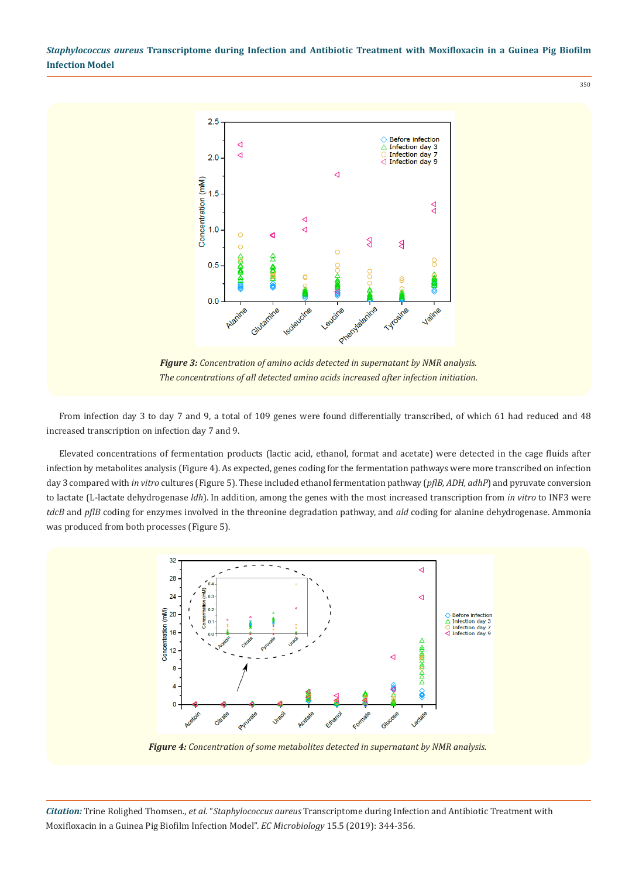*Figure 3: Concentration of amino acids detected in supernatant by NMR analysis. The concentrations of all detected amino acids increased after infection initiation.*

From infection day 3 to day 7 and 9, a total of 109 genes were found differentially transcribed, of which 61 had reduced and 48 increased transcription on infection day 7 and 9.

Elevated concentrations of fermentation products (lactic acid, ethanol, format and acetate) were detected in the cage fluids after infection by metabolites analysis (Figure 4). As expected, genes coding for the fermentation pathways were more transcribed on infection day 3 compared with *in vitro* cultures (Figure 5). These included ethanol fermentation pathway (*pflB, ADH, adhP*) and pyruvate conversion to lactate (L-lactate dehydrogenase *ldh*). In addition, among the genes with the most increased transcription from *in vitro* to INF3 were *tdcB* and *pflB* coding for enzymes involved in the threonine degradation pathway, and *ald* coding for alanine dehydrogenase. Ammonia was produced from both processes (Figure 5).

*Figure 4: Concentration of some metabolites detected in supernatant by NMR analysis.*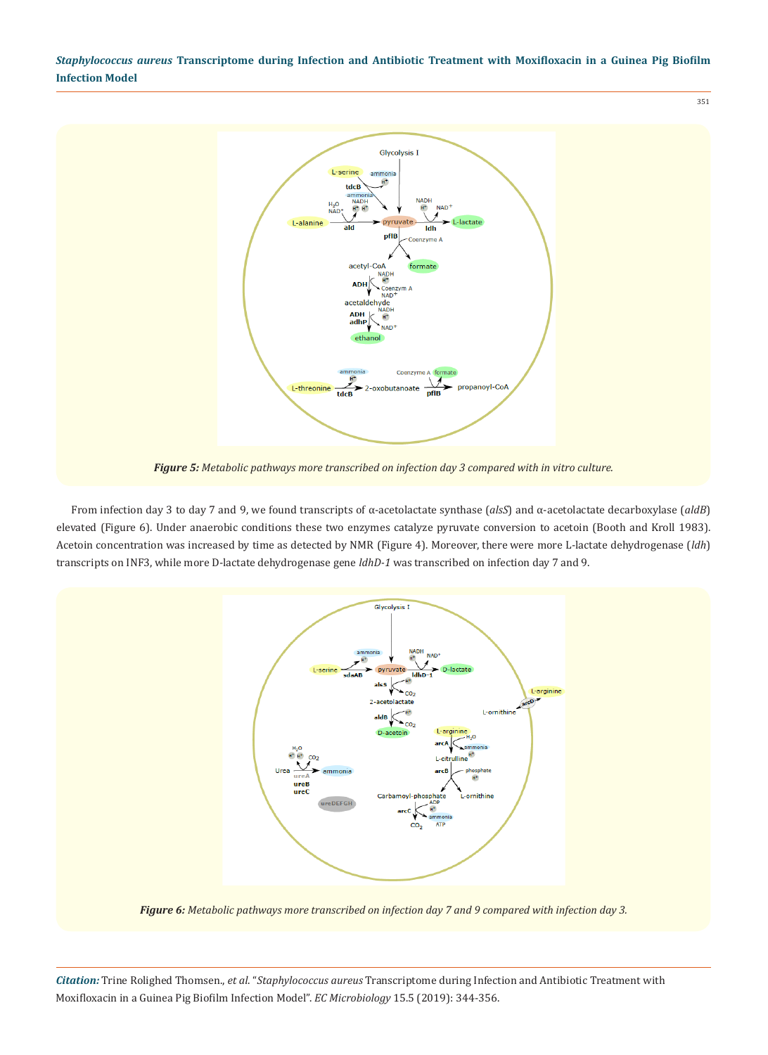*Figure 5: Metabolic pathways more transcribed on infection day 3 compared with in vitro culture.*

From infection day 3 to day 7 and 9, we found transcripts of α-acetolactate synthase (*alsS*) and α-acetolactate decarboxylase (*aldB*) elevated (Figure 6). Under anaerobic conditions these two enzymes catalyze pyruvate conversion to acetoin (Booth and Kroll 1983). Acetoin concentration was increased by time as detected by NMR (Figure 4). Moreover, there were more L-lactate dehydrogenase (*ldh*) transcripts on INF3, while more D-lactate dehydrogenase gene *ldhD-1* was transcribed on infection day 7 and 9.

*Figure 6: Metabolic pathways more transcribed on infection day 7 and 9 compared with infection day 3.*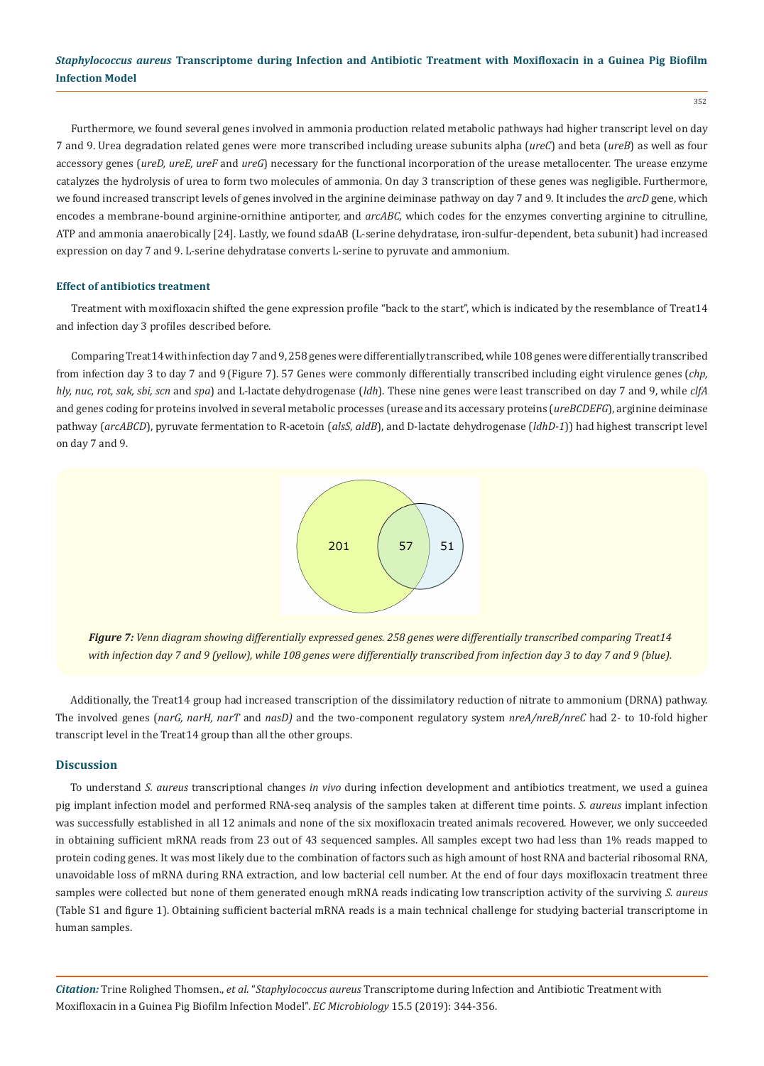Furthermore, we found several genes involved in ammonia production related metabolic pathways had higher transcript level on day 7 and 9. Urea degradation related genes were more transcribed including urease subunits alpha (*ureC*) and beta (*ureB*) as well as four accessory genes (*ureD, ureE, ureF* and *ureG*) necessary for the functional incorporation of the urease metallocenter. The urease enzyme catalyzes the hydrolysis of urea to form two molecules of ammonia. On day 3 transcription of these genes was negligible. Furthermore, we found increased transcript levels of genes involved in the arginine deiminase pathway on day 7 and 9. It includes the *arcD* gene, which encodes a membrane-bound arginine-ornithine antiporter, and *arcABC,* which codes for the enzymes converting arginine to citrulline, ATP and ammonia anaerobically [24]. Lastly, we found sdaAB (L-serine dehydratase, iron-sulfur-dependent, beta subunit) had increased expression on day 7 and 9. L-serine dehydratase converts L-serine to pyruvate and ammonium.

### Effect of antibiotics treatment

Treatment with moxifloxacin shifted the gene expression profile "back to the start", which is indicated by the resemblance of Treat14 and infection day 3 profiles described before.

Comparing Treat14 with infection day 7 and 9, 258 genes were differentially transcribed, while 108 genes were differentially transcribed from infection day 3 to day 7 and 9 (Figure 7). 57 Genes were commonly differentially transcribed including eight virulence genes (*chp, hly, nuc, rot, sak, sbi, scn* and *spa*) and L-lactate dehydrogenase (*ldh*). These nine genes were least transcribed on day 7 and 9, while *clfA* and genes coding for proteins involved in several metabolic processes (urease and its accessary proteins (*ureBCDEFG*), arginine deiminase pathway (*arcABCD*), pyruvate fermentation to R-acetoin (*alsS, aldB*), and D-lactate dehydrogenase (*ldhD-1*)) had highest transcript level on day 7 and 9.

201 | 57 | 51

***Figure 7:*** *Venn diagram showing differentially expressed genes. 258 genes were differentially transcribed comparing Treat14 with infection day 7 and 9 (yellow), while 108 genes were differentially transcribed from infection day 3 to day 7 and 9 (blue).*

Additionally, the Treat14 group had increased transcription of the dissimilatory reduction of nitrate to ammonium (DRNA) pathway. The involved genes (*narG, narH, narT* and *nasD)* and the two-component regulatory system *nreA/nreB/nreC* had 2- to 10-fold higher transcript level in the Treat14 group than all the other groups.

## Discussion

To understand *S. aureus* transcriptional changes *in vivo* during infection development and antibiotics treatment, we used a guinea pig implant infection model and performed RNA-seq analysis of the samples taken at different time points. *S. aureus* implant infection was successfully established in all 12 animals and none of the six moxifloxacin treated animals recovered. However, we only succeeded in obtaining sufficient mRNA reads from 23 out of 43 sequenced samples. All samples except two had less than 1% reads mapped to protein coding genes. It was most likely due to the combination of factors such as high amount of host RNA and bacterial ribosomal RNA, unavoidable loss of mRNA during RNA extraction, and low bacterial cell number. At the end of four days moxifloxacin treatment three samples were collected but none of them generated enough mRNA reads indicating low transcription activity of the surviving *S. aureus* (Table S1 and figure 1). Obtaining sufficient bacterial mRNA reads is a main technical challenge for studying bacterial transcriptome in human samples.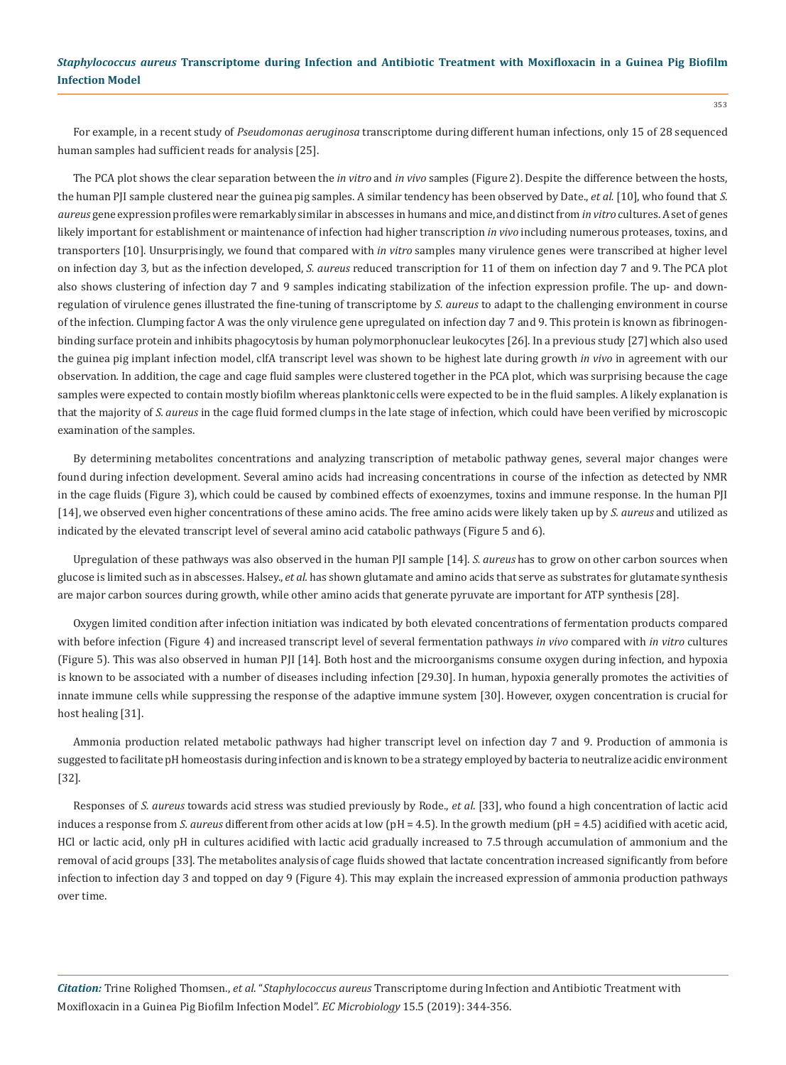For example, in a recent study of *Pseudomonas aeruginosa* transcriptome during different human infections, only 15 of 28 sequenced human samples had sufficient reads for analysis [25].

The PCA plot shows the clear separation between the *in vitro* and *in vivo* samples (Figure 2). Despite the difference between the hosts, the human PJI sample clustered near the guinea pig samples. A similar tendency has been observed by Date., *et al.* [10], who found that *S. aureus* gene expression profiles were remarkably similar in abscesses in humans and mice, and distinct from *in vitro* cultures. A set of genes likely important for establishment or maintenance of infection had higher transcription *in vivo* including numerous proteases, toxins, and transporters [10]. Unsurprisingly, we found that compared with *in vitro* samples many virulence genes were transcribed at higher level on infection day 3, but as the infection developed, *S. aureus* reduced transcription for 11 of them on infection day 7 and 9. The PCA plot also shows clustering of infection day 7 and 9 samples indicating stabilization of the infection expression profile. The up- and down-regulation of virulence genes illustrated the fine-tuning of transcriptome by *S. aureus* to adapt to the challenging environment in course of the infection. Clumping factor A was the only virulence gene upregulated on infection day 7 and 9. This protein is known as fibrinogen-binding surface protein and inhibits phagocytosis by human polymorphonuclear leukocytes [26]. In a previous study [27] which also used the guinea pig implant infection model, clfA transcript level was shown to be highest late during growth *in vivo* in agreement with our observation. In addition, the cage and cage fluid samples were clustered together in the PCA plot, which was surprising because the cage samples were expected to contain mostly biofilm whereas planktonic cells were expected to be in the fluid samples. A likely explanation is that the majority of *S. aureus* in the cage fluid formed clumps in the late stage of infection, which could have been verified by microscopic examination of the samples.

By determining metabolites concentrations and analyzing transcription of metabolic pathway genes, several major changes were found during infection development. Several amino acids had increasing concentrations in course of the infection as detected by NMR in the cage fluids (Figure 3), which could be caused by combined effects of exoenzymes, toxins and immune response. In the human PJI [14], we observed even higher concentrations of these amino acids. The free amino acids were likely taken up by *S. aureus* and utilized as indicated by the elevated transcript level of several amino acid catabolic pathways (Figure 5 and 6).

Upregulation of these pathways was also observed in the human PJI sample [14]. *S. aureus* has to grow on other carbon sources when glucose is limited such as in abscesses. Halsey., *et al.* has shown glutamate and amino acids that serve as substrates for glutamate synthesis are major carbon sources during growth, while other amino acids that generate pyruvate are important for ATP synthesis [28].

Oxygen limited condition after infection initiation was indicated by both elevated concentrations of fermentation products compared with before infection (Figure 4) and increased transcript level of several fermentation pathways *in vivo* compared with *in vitro* cultures (Figure 5). This was also observed in human PJI [14]. Both host and the microorganisms consume oxygen during infection, and hypoxia is known to be associated with a number of diseases including infection [29.30]. In human, hypoxia generally promotes the activities of innate immune cells while suppressing the response of the adaptive immune system [30]. However, oxygen concentration is crucial for host healing [31].

Ammonia production related metabolic pathways had higher transcript level on infection day 7 and 9. Production of ammonia is suggested to facilitate pH homeostasis during infection and is known to be a strategy employed by bacteria to neutralize acidic environment [32].

Responses of *S. aureus* towards acid stress was studied previously by Rode., *et al.* [33], who found a high concentration of lactic acid induces a response from *S. aureus* different from other acids at low (pH = 4.5). In the growth medium (pH = 4.5) acidified with acetic acid, HCl or lactic acid, only pH in cultures acidified with lactic acid gradually increased to 7.5 through accumulation of ammonium and the removal of acid groups [33]. The metabolites analysis of cage fluids showed that lactate concentration increased significantly from before infection to infection day 3 and topped on day 9 (Figure 4). This may explain the increased expression of ammonia production pathways over time.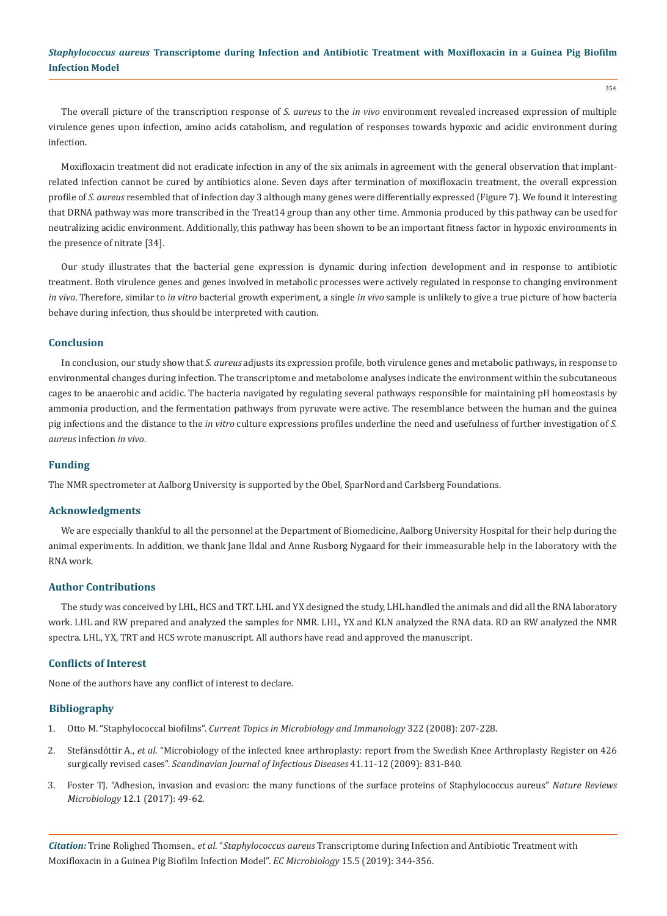The overall picture of the transcription response of *S. aureus* to the *in vivo* environment revealed increased expression of multiple virulence genes upon infection, amino acids catabolism, and regulation of responses towards hypoxic and acidic environment during infection.

Moxifloxacin treatment did not eradicate infection in any of the six animals in agreement with the general observation that implant-related infection cannot be cured by antibiotics alone. Seven days after termination of moxifloxacin treatment, the overall expression profile of *S. aureus* resembled that of infection day 3 although many genes were differentially expressed (Figure 7). We found it interesting that DRNA pathway was more transcribed in the Treat14 group than any other time. Ammonia produced by this pathway can be used for neutralizing acidic environment. Additionally, this pathway has been shown to be an important fitness factor in hypoxic environments in the presence of nitrate [34].

Our study illustrates that the bacterial gene expression is dynamic during infection development and in response to antibiotic treatment. Both virulence genes and genes involved in metabolic processes were actively regulated in response to changing environment *in vivo*. Therefore, similar to *in vitro* bacterial growth experiment, a single *in vivo* sample is unlikely to give a true picture of how bacteria behave during infection, thus should be interpreted with caution.

## Conclusion

In conclusion, our study show that *S. aureus* adjusts its expression profile, both virulence genes and metabolic pathways, in response to environmental changes during infection. The transcriptome and metabolome analyses indicate the environment within the subcutaneous cages to be anaerobic and acidic. The bacteria navigated by regulating several pathways responsible for maintaining pH homeostasis by ammonia production, and the fermentation pathways from pyruvate were active. The resemblance between the human and the guinea pig infections and the distance to the *in vitro* culture expressions profiles underline the need and usefulness of further investigation of *S. aureus* infection *in vivo*.

## Funding

The NMR spectrometer at Aalborg University is supported by the Obel, SparNord and Carlsberg Foundations.

## Acknowledgments

We are especially thankful to all the personnel at the Department of Biomedicine, Aalborg University Hospital for their help during the animal experiments. In addition, we thank Jane Ildal and Anne Rusborg Nygaard for their immeasurable help in the laboratory with the RNA work.

## Author Contributions

The study was conceived by LHL, HCS and TRT. LHL and YX designed the study, LHL handled the animals and did all the RNA laboratory work. LHL and RW prepared and analyzed the samples for NMR. LHL, YX and KLN analyzed the RNA data. RD an RW analyzed the NMR spectra. LHL, YX, TRT and HCS wrote manuscript. All authors have read and approved the manuscript.

## Conflicts of Interest

None of the authors have any conflict of interest to declare.

## Bibliography

1. Otto M. "Staphylococcal biofilms". *Current Topics in Microbiology and Immunology* 322 (2008): 207-228.
2. Stefánsdóttir A., *et al.* "Microbiology of the infected knee arthroplasty: report from the Swedish Knee Arthroplasty Register on 426 surgically revised cases". *Scandinavian Journal of Infectious Diseases* 41.11-12 (2009): 831-840.
3. Foster TJ. "Adhesion, invasion and evasion: the many functions of the surface proteins of Staphylococcus aureus" *Nature Reviews Microbiology* 12.1 (2017): 49-62.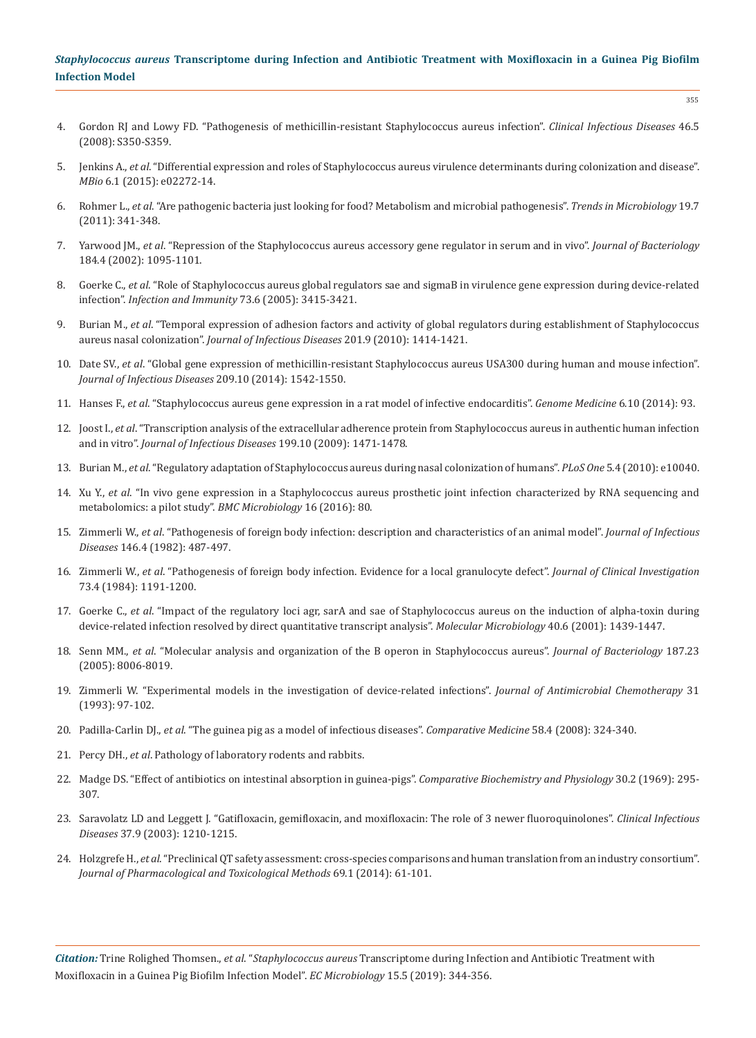4. Gordon RJ and Lowy FD. "Pathogenesis of methicillin-resistant Staphylococcus aureus infection". *Clinical Infectious Diseases* 46.5 (2008): S350-S359.

5. Jenkins A., *et al*. "Differential expression and roles of Staphylococcus aureus virulence determinants during colonization and disease". *MBio* 6.1 (2015): e02272-14.

6. Rohmer L., *et al*. "Are pathogenic bacteria just looking for food? Metabolism and microbial pathogenesis". *Trends in Microbiology* 19.7 (2011): 341-348.

7. Yarwood JM., *et al*. "Repression of the Staphylococcus aureus accessory gene regulator in serum and in vivo". *Journal of Bacteriology* 184.4 (2002): 1095-1101.

8. Goerke C., *et al*. "Role of Staphylococcus aureus global regulators sae and sigmaB in virulence gene expression during device-related infection". *Infection and Immunity* 73.6 (2005): 3415-3421.

9. Burian M., *et al*. "Temporal expression of adhesion factors and activity of global regulators during establishment of Staphylococcus aureus nasal colonization". *Journal of Infectious Diseases* 201.9 (2010): 1414-1421.

10. Date SV., *et al*. "Global gene expression of methicillin-resistant Staphylococcus aureus USA300 during human and mouse infection". *Journal of Infectious Diseases* 209.10 (2014): 1542-1550.

11. Hanses F., *et al*. "Staphylococcus aureus gene expression in a rat model of infective endocarditis". *Genome Medicine* 6.10 (2014): 93.

12. Joost I., *et al*. "Transcription analysis of the extracellular adherence protein from Staphylococcus aureus in authentic human infection and in vitro". *Journal of Infectious Diseases* 199.10 (2009): 1471-1478.

13. Burian M., *et al*. "Regulatory adaptation of Staphylococcus aureus during nasal colonization of humans". *PLoS One* 5.4 (2010): e10040.

14. Xu Y., *et al*. "In vivo gene expression in a Staphylococcus aureus prosthetic joint infection characterized by RNA sequencing and metabolomics: a pilot study". *BMC Microbiology* 16 (2016): 80.

15. Zimmerli W., *et al*. "Pathogenesis of foreign body infection: description and characteristics of an animal model". *Journal of Infectious Diseases* 146.4 (1982): 487-497.

16. Zimmerli W., *et al*. "Pathogenesis of foreign body infection. Evidence for a local granulocyte defect". *Journal of Clinical Investigation* 73.4 (1984): 1191-1200.

17. Goerke C., *et al*. "Impact of the regulatory loci agr, sarA and sae of Staphylococcus aureus on the induction of alpha-toxin during device-related infection resolved by direct quantitative transcript analysis". *Molecular Microbiology* 40.6 (2001): 1439-1447.

18. Senn MM., *et al*. "Molecular analysis and organization of the B operon in Staphylococcus aureus". *Journal of Bacteriology* 187.23 (2005): 8006-8019.

19. Zimmerli W. "Experimental models in the investigation of device-related infections". *Journal of Antimicrobial Chemotherapy* 31 (1993): 97-102.

20. Padilla-Carlin DJ., *et al*. "The guinea pig as a model of infectious diseases". *Comparative Medicine* 58.4 (2008): 324-340.

21. Percy DH., *et al*. Pathology of laboratory rodents and rabbits.

22. Madge DS. "Effect of antibiotics on intestinal absorption in guinea-pigs". *Comparative Biochemistry and Physiology* 30.2 (1969): 295-307.

23. Saravolatz LD and Leggett J. "Gatifloxacin, gemifloxacin, and moxifloxacin: The role of 3 newer fluoroquinolones". *Clinical Infectious Diseases* 37.9 (2003): 1210-1215.

24. Holzgrefe H., *et al*. "Preclinical QT safety assessment: cross-species comparisons and human translation from an industry consortium". *Journal of Pharmacological and Toxicological Methods* 69.1 (2014): 61-101.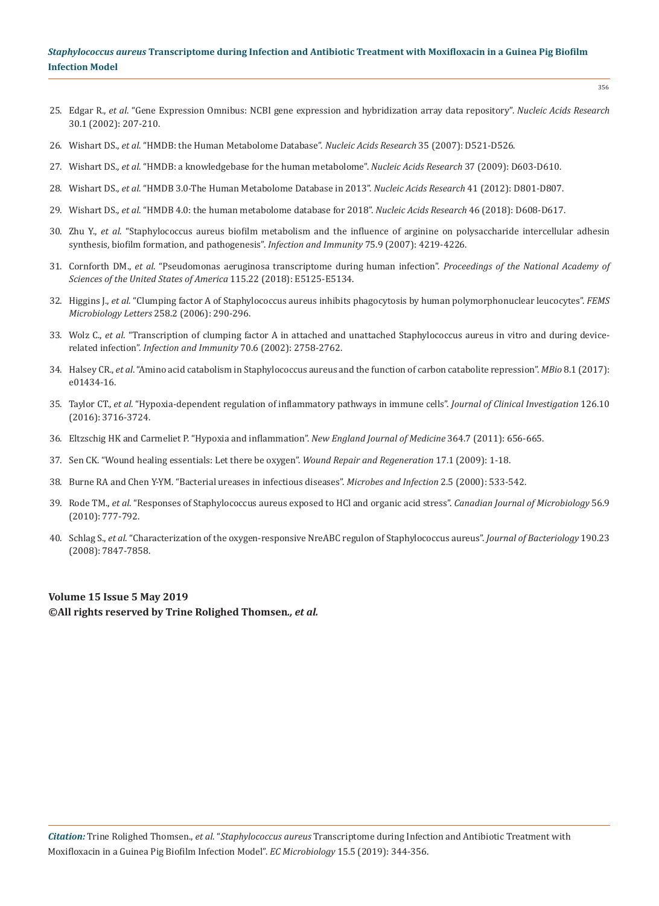25. Edgar R., *et al*. "Gene Expression Omnibus: NCBI gene expression and hybridization array data repository". *Nucleic Acids Research* 30.1 (2002): 207-210.

26. Wishart DS., *et al*. "HMDB: the Human Metabolome Database". *Nucleic Acids Research* 35 (2007): D521-D526.

27. Wishart DS., *et al*. "HMDB: a knowledgebase for the human metabolome". *Nucleic Acids Research* 37 (2009): D603-D610.

28. Wishart DS., *et al*. "HMDB 3.0-The Human Metabolome Database in 2013". *Nucleic Acids Research* 41 (2012): D801-D807.

29. Wishart DS., *et al*. "HMDB 4.0: the human metabolome database for 2018". *Nucleic Acids Research* 46 (2018): D608-D617.

30. Zhu Y., *et al*. "Staphylococcus aureus biofilm metabolism and the influence of arginine on polysaccharide intercellular adhesin synthesis, biofilm formation, and pathogenesis". *Infection and Immunity* 75.9 (2007): 4219-4226.

31. Cornforth DM., *et al*. "Pseudomonas aeruginosa transcriptome during human infection". *Proceedings of the National Academy of Sciences of the United States of America* 115.22 (2018): E5125-E5134.

32. Higgins J., *et al*. "Clumping factor A of Staphylococcus aureus inhibits phagocytosis by human polymorphonuclear leucocytes". *FEMS Microbiology Letters* 258.2 (2006): 290-296.

33. Wolz C., *et al*. "Transcription of clumping factor A in attached and unattached Staphylococcus aureus in vitro and during device-related infection". *Infection and Immunity* 70.6 (2002): 2758-2762.

34. Halsey CR., *et al*. "Amino acid catabolism in Staphylococcus aureus and the function of carbon catabolite repression". *MBio* 8.1 (2017): e01434-16.

35. Taylor CT., *et al*. "Hypoxia-dependent regulation of inflammatory pathways in immune cells". *Journal of Clinical Investigation* 126.10 (2016): 3716-3724.

36. Eltzschig HK and Carmeliet P. "Hypoxia and inflammation". *New England Journal of Medicine* 364.7 (2011): 656-665.

37. Sen CK. "Wound healing essentials: Let there be oxygen". *Wound Repair and Regeneration* 17.1 (2009): 1-18.

38. Burne RA and Chen Y-YM. "Bacterial ureases in infectious diseases". *Microbes and Infection* 2.5 (2000): 533-542.

39. Rode TM., *et al*. "Responses of Staphylococcus aureus exposed to HCl and organic acid stress". *Canadian Journal of Microbiology* 56.9 (2010): 777-792.

40. Schlag S., *et al*. "Characterization of the oxygen-responsive NreABC regulon of Staphylococcus aureus". *Journal of Bacteriology* 190.23 (2008): 7847-7858.

**Volume 15 Issue 5 May 2019**
**©All rights reserved by Trine Rolighed Thomsen*., et al.***